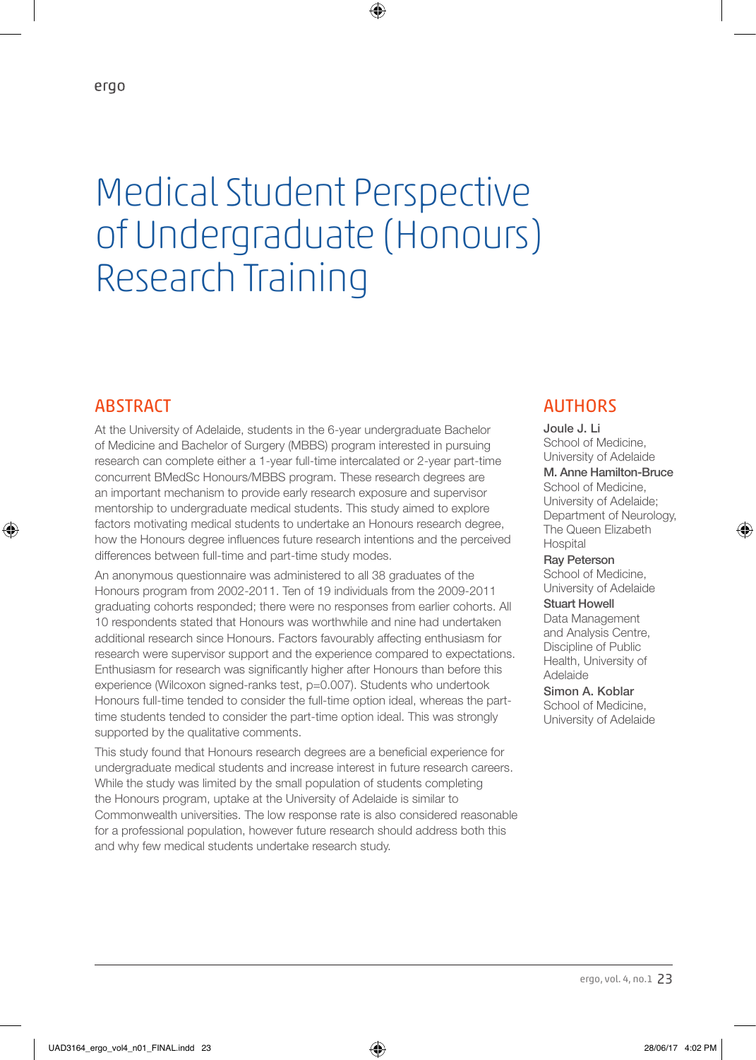# Medical Student Perspective of Undergraduate (Honours) Research Training

## ABSTRACT

At the University of Adelaide, students in the 6-year undergraduate Bachelor of Medicine and Bachelor of Surgery (MBBS) program interested in pursuing research can complete either a 1-year full-time intercalated or 2-year part-time concurrent BMedSc Honours/MBBS program. These research degrees are an important mechanism to provide early research exposure and supervisor mentorship to undergraduate medical students. This study aimed to explore factors motivating medical students to undertake an Honours research degree, how the Honours degree influences future research intentions and the perceived differences between full-time and part-time study modes.

An anonymous questionnaire was administered to all 38 graduates of the Honours program from 2002-2011. Ten of 19 individuals from the 2009-2011 graduating cohorts responded; there were no responses from earlier cohorts. All 10 respondents stated that Honours was worthwhile and nine had undertaken additional research since Honours. Factors favourably affecting enthusiasm for research were supervisor support and the experience compared to expectations. Enthusiasm for research was significantly higher after Honours than before this experience (Wilcoxon signed-ranks test, $p=0.007$). Students who undertook Honours full-time tended to consider the full-time option ideal, whereas the part-time students tended to consider the part-time option ideal. This was strongly supported by the qualitative comments.

This study found that Honours research degrees are a beneficial experience for undergraduate medical students and increase interest in future research careers. While the study was limited by the small population of students completing the Honours program, uptake at the University of Adelaide is similar to Commonwealth universities. The low response rate is also considered reasonable for a professional population, however future research should address both this and why few medical students undertake research study.

## AUTHORS

**Joule J. Li**
School of Medicine, University of Adelaide

**M. Anne Hamilton-Bruce**
School of Medicine, University of Adelaide; Department of Neurology, The Queen Elizabeth Hospital

**Ray Peterson**
School of Medicine, University of Adelaide

**Stuart Howell**
Data Management and Analysis Centre, Discipline of Public Health, University of Adelaide

**Simon A. Koblar**
School of Medicine, University of Adelaide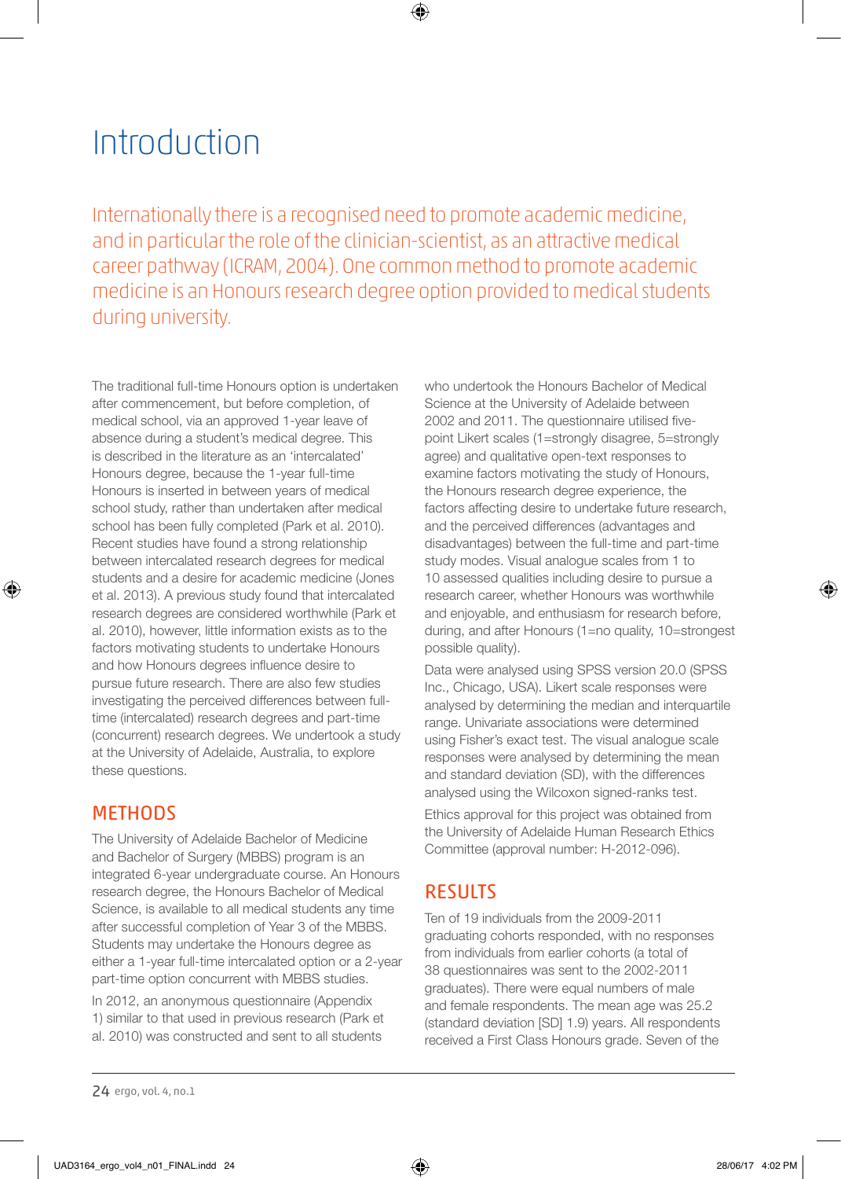# Introduction

Internationally there is a recognised need to promote academic medicine, and in particular the role of the clinician-scientist, as an attractive medical career pathway (ICRAM, 2004). One common method to promote academic medicine is an Honours research degree option provided to medical students during university.

The traditional full-time Honours option is undertaken after commencement, but before completion, of medical school, via an approved 1-year leave of absence during a student's medical degree. This is described in the literature as an 'intercalated' Honours degree, because the 1-year full-time Honours is inserted in between years of medical school study, rather than undertaken after medical school has been fully completed (Park et al. 2010). Recent studies have found a strong relationship between intercalated research degrees for medical students and a desire for academic medicine (Jones et al. 2013). A previous study found that intercalated research degrees are considered worthwhile (Park et al. 2010), however, little information exists as to the factors motivating students to undertake Honours and how Honours degrees influence desire to pursue future research. There are also few studies investigating the perceived differences between full-time (intercalated) research degrees and part-time (concurrent) research degrees. We undertook a study at the University of Adelaide, Australia, to explore these questions.

## METHODS

The University of Adelaide Bachelor of Medicine and Bachelor of Surgery (MBBS) program is an integrated 6-year undergraduate course. An Honours research degree, the Honours Bachelor of Medical Science, is available to all medical students any time after successful completion of Year 3 of the MBBS. Students may undertake the Honours degree as either a 1-year full-time intercalated option or a 2-year part-time option concurrent with MBBS studies.

In 2012, an anonymous questionnaire (Appendix 1) similar to that used in previous research (Park et al. 2010) was constructed and sent to all students who undertook the Honours Bachelor of Medical Science at the University of Adelaide between 2002 and 2011. The questionnaire utilised five-point Likert scales (1=strongly disagree, 5=strongly agree) and qualitative open-text responses to examine factors motivating the study of Honours, the Honours research degree experience, the factors affecting desire to undertake future research, and the perceived differences (advantages and disadvantages) between the full-time and part-time study modes. Visual analogue scales from 1 to 10 assessed qualities including desire to pursue a research career, whether Honours was worthwhile and enjoyable, and enthusiasm for research before, during, and after Honours (1=no quality, 10=strongest possible quality).

Data were analysed using SPSS version 20.0 (SPSS Inc., Chicago, USA). Likert scale responses were analysed by determining the median and interquartile range. Univariate associations were determined using Fisher's exact test. The visual analogue scale responses were analysed by determining the mean and standard deviation (SD), with the differences analysed using the Wilcoxon signed-ranks test.

Ethics approval for this project was obtained from the University of Adelaide Human Research Ethics Committee (approval number: H-2012-096).

## RESULTS

Ten of 19 individuals from the 2009-2011 graduating cohorts responded, with no responses from individuals from earlier cohorts (a total of 38 questionnaires was sent to the 2002-2011 graduates). There were equal numbers of male and female respondents. The mean age was 25.2 (standard deviation [SD] 1.9) years. All respondents received a First Class Honours grade. Seven of the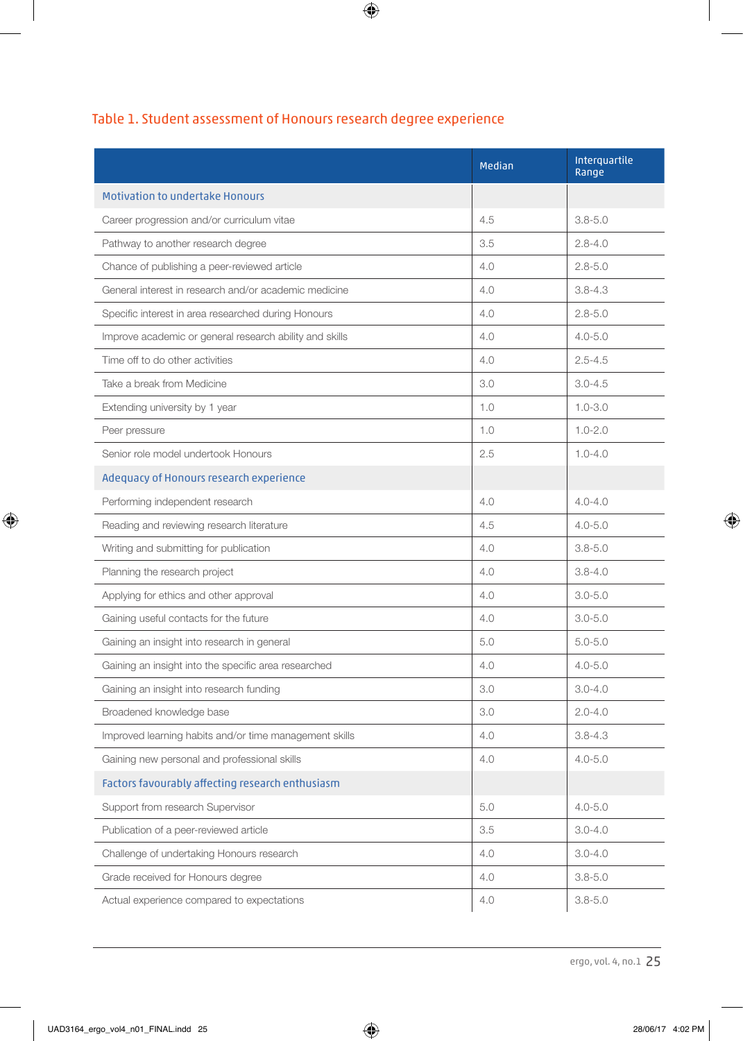Table 1. Student assessment of Honours research degree experience

| | Median | Interquartile Range |
|---|---|---|
| **Motivation to undertake Honours** | | |
| Career progression and/or curriculum vitae | 4.5 | 3.8-5.0 |
| Pathway to another research degree | 3.5 | 2.8-4.0 |
| Chance of publishing a peer-reviewed article | 4.0 | 2.8-5.0 |
| General interest in research and/or academic medicine | 4.0 | 3.8-4.3 |
| Specific interest in area researched during Honours | 4.0 | 2.8-5.0 |
| Improve academic or general research ability and skills | 4.0 | 4.0-5.0 |
| Time off to do other activities | 4.0 | 2.5-4.5 |
| Take a break from Medicine | 3.0 | 3.0-4.5 |
| Extending university by 1 year | 1.0 | 1.0-3.0 |
| Peer pressure | 1.0 | 1.0-2.0 |
| Senior role model undertook Honours | 2.5 | 1.0-4.0 |
| **Adequacy of Honours research experience** | | |
| Performing independent research | 4.0 | 4.0-4.0 |
| Reading and reviewing research literature | 4.5 | 4.0-5.0 |
| Writing and submitting for publication | 4.0 | 3.8-5.0 |
| Planning the research project | 4.0 | 3.8-4.0 |
| Applying for ethics and other approval | 4.0 | 3.0-5.0 |
| Gaining useful contacts for the future | 4.0 | 3.0-5.0 |
| Gaining an insight into research in general | 5.0 | 5.0-5.0 |
| Gaining an insight into the specific area researched | 4.0 | 4.0-5.0 |
| Gaining an insight into research funding | 3.0 | 3.0-4.0 |
| Broadened knowledge base | 3.0 | 2.0-4.0 |
| Improved learning habits and/or time management skills | 4.0 | 3.8-4.3 |
| Gaining new personal and professional skills | 4.0 | 4.0-5.0 |
| **Factors favourably affecting research enthusiasm** | | |
| Support from research Supervisor | 5.0 | 4.0-5.0 |
| Publication of a peer-reviewed article | 3.5 | 3.0-4.0 |
| Challenge of undertaking Honours research | 4.0 | 3.0-4.0 |
| Grade received for Honours degree | 4.0 | 3.8-5.0 |
| Actual experience compared to expectations | 4.0 | 3.8-5.0 |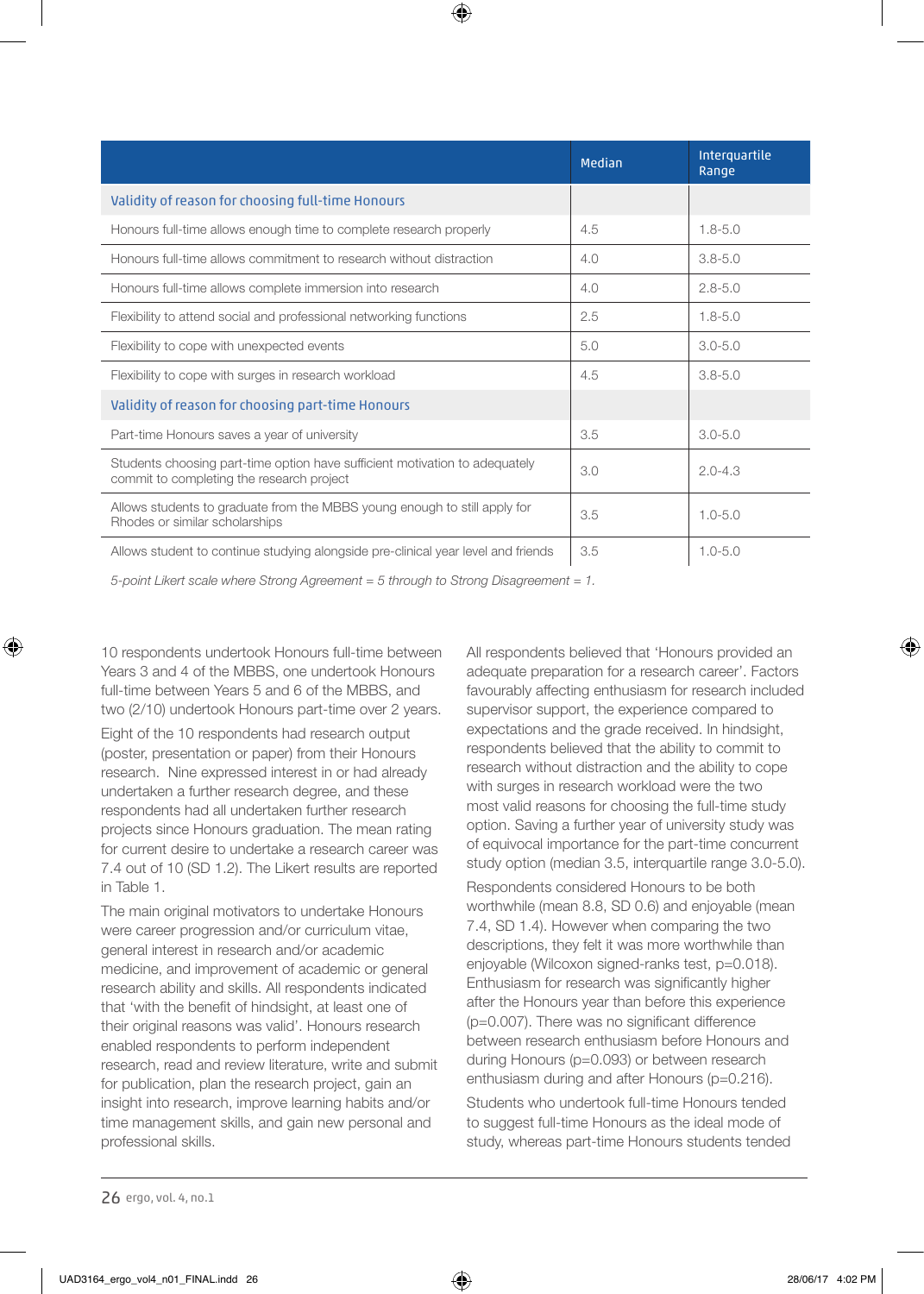| | Median | Interquartile Range |
|---|---|---|
| **Validity of reason for choosing full-time Honours** | | |
| Honours full-time allows enough time to complete research properly | 4.5 | 1.8-5.0 |
| Honours full-time allows commitment to research without distraction | 4.0 | 3.8-5.0 |
| Honours full-time allows complete immersion into research | 4.0 | 2.8-5.0 |
| Flexibility to attend social and professional networking functions | 2.5 | 1.8-5.0 |
| Flexibility to cope with unexpected events | 5.0 | 3.0-5.0 |
| Flexibility to cope with surges in research workload | 4.5 | 3.8-5.0 |
| **Validity of reason for choosing part-time Honours** | | |
| Part-time Honours saves a year of university | 3.5 | 3.0-5.0 |
| Students choosing part-time option have sufficient motivation to adequately commit to completing the research project | 3.0 | 2.0-4.3 |
| Allows students to graduate from the MBBS young enough to still apply for Rhodes or similar scholarships | 3.5 | 1.0-5.0 |
| Allows student to continue studying alongside pre-clinical year level and friends | 3.5 | 1.0-5.0 |

*5-point Likert scale where Strong Agreement = 5 through to Strong Disagreement = 1.*

10 respondents undertook Honours full-time between Years 3 and 4 of the MBBS, one undertook Honours full-time between Years 5 and 6 of the MBBS, and two (2/10) undertook Honours part-time over 2 years.

Eight of the 10 respondents had research output (poster, presentation or paper) from their Honours research. Nine expressed interest in or had already undertaken a further research degree, and these respondents had all undertaken further research projects since Honours graduation. The mean rating for current desire to undertake a research career was 7.4 out of 10 (SD 1.2). The Likert results are reported in Table 1.

The main original motivators to undertake Honours were career progression and/or curriculum vitae, general interest in research and/or academic medicine, and improvement of academic or general research ability and skills. All respondents indicated that 'with the benefit of hindsight, at least one of their original reasons was valid'. Honours research enabled respondents to perform independent research, read and review literature, write and submit for publication, plan the research project, gain an insight into research, improve learning habits and/or time management skills, and gain new personal and professional skills.

All respondents believed that 'Honours provided an adequate preparation for a research career'. Factors favourably affecting enthusiasm for research included supervisor support, the experience compared to expectations and the grade received. In hindsight, respondents believed that the ability to commit to research without distraction and the ability to cope with surges in research workload were the two most valid reasons for choosing the full-time study option. Saving a further year of university study was of equivocal importance for the part-time concurrent study option (median 3.5, interquartile range 3.0-5.0).

Respondents considered Honours to be both worthwhile (mean 8.8, SD 0.6) and enjoyable (mean 7.4, SD 1.4). However when comparing the two descriptions, they felt it was more worthwhile than enjoyable (Wilcoxon signed-ranks test, $p=0.018$). Enthusiasm for research was significantly higher after the Honours year than before this experience ($p=0.007$). There was no significant difference between research enthusiasm before Honours and during Honours ($p=0.093$) or between research enthusiasm during and after Honours ($p=0.216$).

Students who undertook full-time Honours tended to suggest full-time Honours as the ideal mode of study, whereas part-time Honours students tended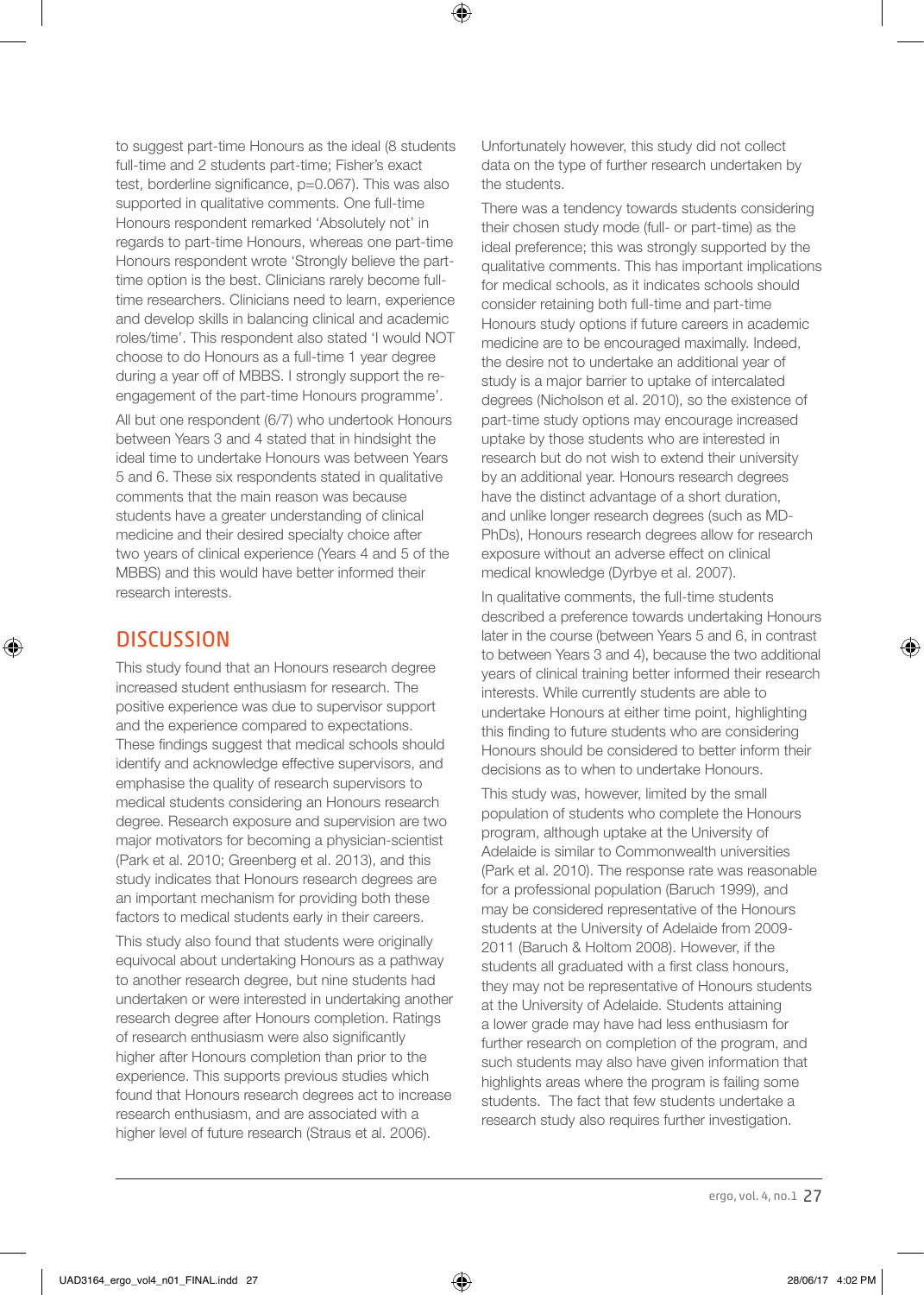to suggest part-time Honours as the ideal (8 students full-time and 2 students part-time; Fisher's exact test, borderline significance, p=0.067). This was also supported in qualitative comments. One full-time Honours respondent remarked 'Absolutely not' in regards to part-time Honours, whereas one part-time Honours respondent wrote 'Strongly believe the part-time option is the best. Clinicians rarely become full-time researchers. Clinicians need to learn, experience and develop skills in balancing clinical and academic roles/time'. This respondent also stated 'I would NOT choose to do Honours as a full-time 1 year degree during a year off of MBBS. I strongly support the re-engagement of the part-time Honours programme'.

All but one respondent (6/7) who undertook Honours between Years 3 and 4 stated that in hindsight the ideal time to undertake Honours was between Years 5 and 6. These six respondents stated in qualitative comments that the main reason was because students have a greater understanding of clinical medicine and their desired specialty choice after two years of clinical experience (Years 4 and 5 of the MBBS) and this would have better informed their research interests.

## DISCUSSION

This study found that an Honours research degree increased student enthusiasm for research. The positive experience was due to supervisor support and the experience compared to expectations. These findings suggest that medical schools should identify and acknowledge effective supervisors, and emphasise the quality of research supervisors to medical students considering an Honours research degree. Research exposure and supervision are two major motivators for becoming a physician-scientist (Park et al. 2010; Greenberg et al. 2013), and this study indicates that Honours research degrees are an important mechanism for providing both these factors to medical students early in their careers.

This study also found that students were originally equivocal about undertaking Honours as a pathway to another research degree, but nine students had undertaken or were interested in undertaking another research degree after Honours completion. Ratings of research enthusiasm were also significantly higher after Honours completion than prior to the experience. This supports previous studies which found that Honours research degrees act to increase research enthusiasm, and are associated with a higher level of future research (Straus et al. 2006). Unfortunately however, this study did not collect data on the type of further research undertaken by the students.

There was a tendency towards students considering their chosen study mode (full- or part-time) as the ideal preference; this was strongly supported by the qualitative comments. This has important implications for medical schools, as it indicates schools should consider retaining both full-time and part-time Honours study options if future careers in academic medicine are to be encouraged maximally. Indeed, the desire not to undertake an additional year of study is a major barrier to uptake of intercalated degrees (Nicholson et al. 2010), so the existence of part-time study options may encourage increased uptake by those students who are interested in research but do not wish to extend their university by an additional year. Honours research degrees have the distinct advantage of a short duration, and unlike longer research degrees (such as MD-PhDs), Honours research degrees allow for research exposure without an adverse effect on clinical medical knowledge (Dyrbye et al. 2007).

In qualitative comments, the full-time students described a preference towards undertaking Honours later in the course (between Years 5 and 6, in contrast to between Years 3 and 4), because the two additional years of clinical training better informed their research interests. While currently students are able to undertake Honours at either time point, highlighting this finding to future students who are considering Honours should be considered to better inform their decisions as to when to undertake Honours.

This study was, however, limited by the small population of students who complete the Honours program, although uptake at the University of Adelaide is similar to Commonwealth universities (Park et al. 2010). The response rate was reasonable for a professional population (Baruch 1999), and may be considered representative of the Honours students at the University of Adelaide from 2009-2011 (Baruch & Holtom 2008). However, if the students all graduated with a first class honours, they may not be representative of Honours students at the University of Adelaide. Students attaining a lower grade may have had less enthusiasm for further research on completion of the program, and such students may also have given information that highlights areas where the program is failing some students. The fact that few students undertake a research study also requires further investigation.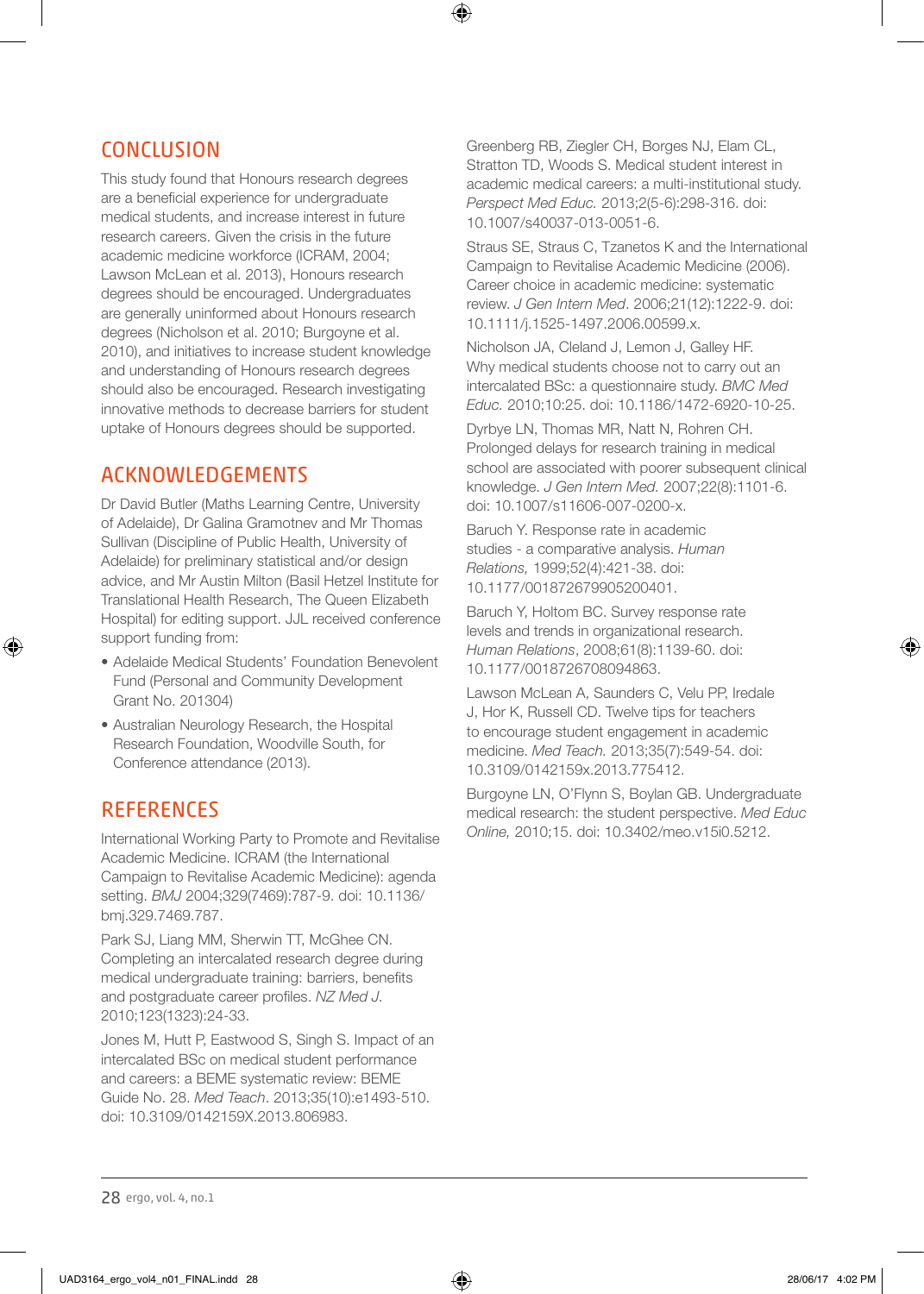## CONCLUSION

This study found that Honours research degrees are a beneficial experience for undergraduate medical students, and increase interest in future research careers. Given the crisis in the future academic medicine workforce (ICRAM, 2004; Lawson McLean et al. 2013), Honours research degrees should be encouraged. Undergraduates are generally uninformed about Honours research degrees (Nicholson et al. 2010; Burgoyne et al. 2010), and initiatives to increase student knowledge and understanding of Honours research degrees should also be encouraged. Research investigating innovative methods to decrease barriers for student uptake of Honours degrees should be supported.

## ACKNOWLEDGEMENTS

Dr David Butler (Maths Learning Centre, University of Adelaide), Dr Galina Gramotnev and Mr Thomas Sullivan (Discipline of Public Health, University of Adelaide) for preliminary statistical and/or design advice, and Mr Austin Milton (Basil Hetzel Institute for Translational Health Research, The Queen Elizabeth Hospital) for editing support. JJL received conference support funding from:

- Adelaide Medical Students' Foundation Benevolent Fund (Personal and Community Development Grant No. 201304)
- Australian Neurology Research, the Hospital Research Foundation, Woodville South, for Conference attendance (2013).

## REFERENCES

International Working Party to Promote and Revitalise Academic Medicine. ICRAM (the International Campaign to Revitalise Academic Medicine): agenda setting. *BMJ* 2004;329(7469):787-9. doi: 10.1136/bmj.329.7469.787.

Park SJ, Liang MM, Sherwin TT, McGhee CN. Completing an intercalated research degree during medical undergraduate training: barriers, benefits and postgraduate career profiles. *NZ Med J.* 2010;123(1323):24-33.

Jones M, Hutt P, Eastwood S, Singh S. Impact of an intercalated BSc on medical student performance and careers: a BEME systematic review: BEME Guide No. 28. *Med Teach*. 2013;35(10):e1493-510. doi: 10.3109/0142159X.2013.806983.

Greenberg RB, Ziegler CH, Borges NJ, Elam CL, Stratton TD, Woods S. Medical student interest in academic medical careers: a multi-institutional study. *Perspect Med Educ.* 2013;2(5-6):298-316. doi: 10.1007/s40037-013-0051-6.

Straus SE, Straus C, Tzanetos K and the International Campaign to Revitalise Academic Medicine (2006). Career choice in academic medicine: systematic review. *J Gen Intern Med*. 2006;21(12):1222-9. doi: 10.1111/j.1525-1497.2006.00599.x.

Nicholson JA, Cleland J, Lemon J, Galley HF. Why medical students choose not to carry out an intercalated BSc: a questionnaire study. *BMC Med Educ.* 2010;10:25. doi: 10.1186/1472-6920-10-25.

Dyrbye LN, Thomas MR, Natt N, Rohren CH. Prolonged delays for research training in medical school are associated with poorer subsequent clinical knowledge. *J Gen Intern Med.* 2007;22(8):1101-6. doi: 10.1007/s11606-007-0200-x.

Baruch Y. Response rate in academic studies - a comparative analysis. *Human Relations,* 1999;52(4):421-38. doi: 10.1177/001872679905200401.

Baruch Y, Holtom BC. Survey response rate levels and trends in organizational research. *Human Relations*, 2008;61(8):1139-60. doi: 10.1177/0018726708094863.

Lawson McLean A, Saunders C, Velu PP, Iredale J, Hor K, Russell CD. Twelve tips for teachers to encourage student engagement in academic medicine. *Med Teach.* 2013;35(7):549-54. doi: 10.3109/0142159x.2013.775412.

Burgoyne LN, O'Flynn S, Boylan GB. Undergraduate medical research: the student perspective. *Med Educ Online,* 2010;15. doi: 10.3402/meo.v15i0.5212.